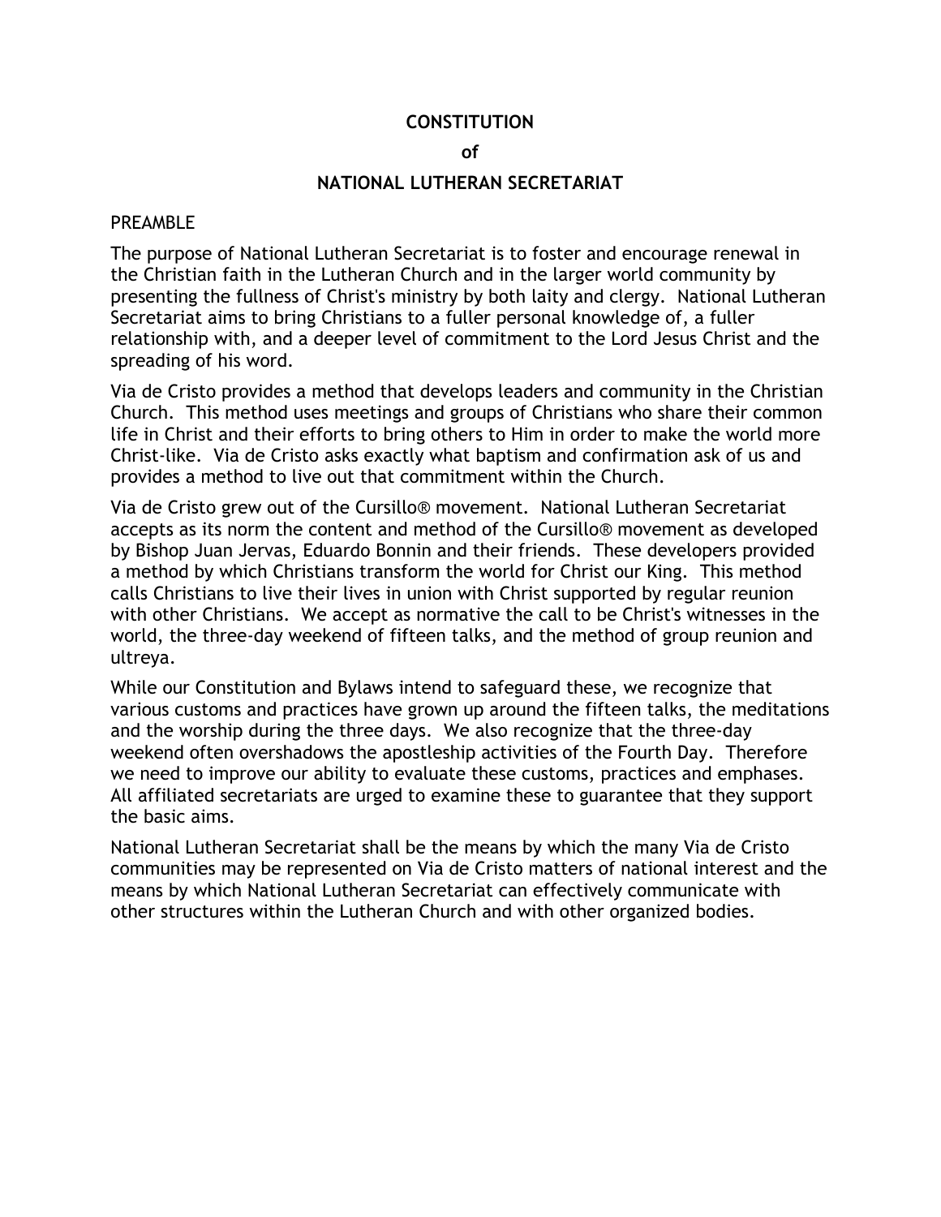# CONSTITUTION

## of

## NATIONAL LUTHERAN SECRETARIAT

PREAMBLE

The purpose of National Lutheran Secretariat is to foster and encourage renewal in the Christian faith in the Lutheran Church and in the larger world community by presenting the fullness of Christ's ministry by both laity and clergy. National Lutheran Secretariat aims to bring Christians to a fuller personal knowledge of, a fuller relationship with, and a deeper level of commitment to the Lord Jesus Christ and the spreading of his word.

Via de Cristo provides a method that develops leaders and community in the Christian Church. This method uses meetings and groups of Christians who share their common life in Christ and their efforts to bring others to Him in order to make the world more Christ-like. Via de Cristo asks exactly what baptism and confirmation ask of us and provides a method to live out that commitment within the Church.

Via de Cristo grew out of the Cursillo® movement. National Lutheran Secretariat accepts as its norm the content and method of the Cursillo® movement as developed by Bishop Juan Jervas, Eduardo Bonnin and their friends. These developers provided a method by which Christians transform the world for Christ our King. This method calls Christians to live their lives in union with Christ supported by regular reunion with other Christians. We accept as normative the call to be Christ's witnesses in the world, the three-day weekend of fifteen talks, and the method of group reunion and ultreya.

While our Constitution and Bylaws intend to safeguard these, we recognize that various customs and practices have grown up around the fifteen talks, the meditations and the worship during the three days. We also recognize that the three-day weekend often overshadows the apostleship activities of the Fourth Day. Therefore we need to improve our ability to evaluate these customs, practices and emphases. All affiliated secretariats are urged to examine these to guarantee that they support the basic aims.

National Lutheran Secretariat shall be the means by which the many Via de Cristo communities may be represented on Via de Cristo matters of national interest and the means by which National Lutheran Secretariat can effectively communicate with other structures within the Lutheran Church and with other organized bodies.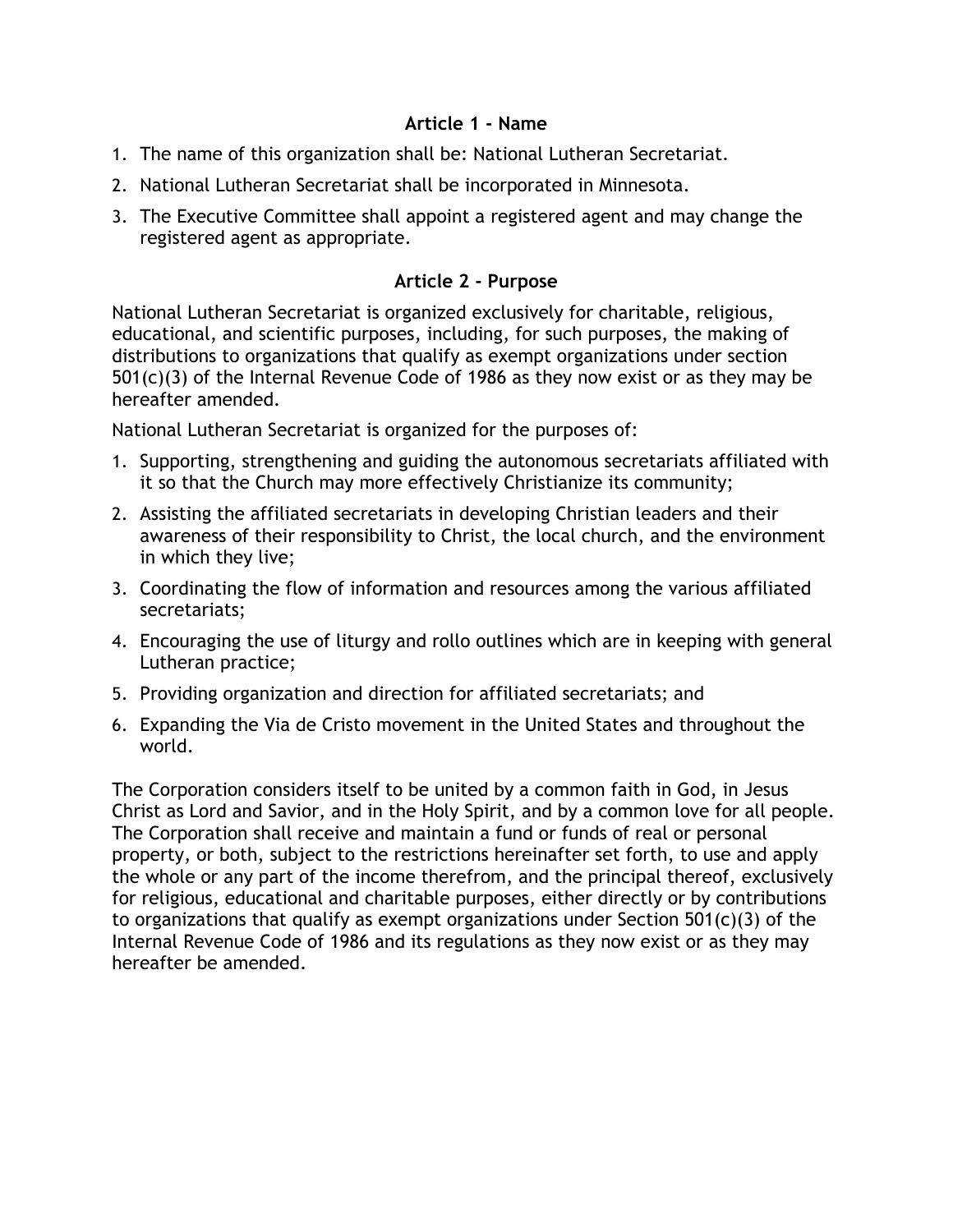## Article 1 - Name

1. The name of this organization shall be: National Lutheran Secretariat.
2. National Lutheran Secretariat shall be incorporated in Minnesota.
3. The Executive Committee shall appoint a registered agent and may change the registered agent as appropriate.

## Article 2 - Purpose

National Lutheran Secretariat is organized exclusively for charitable, religious, educational, and scientific purposes, including, for such purposes, the making of distributions to organizations that qualify as exempt organizations under section 501(c)(3) of the Internal Revenue Code of 1986 as they now exist or as they may be hereafter amended.

National Lutheran Secretariat is organized for the purposes of:

1. Supporting, strengthening and guiding the autonomous secretariats affiliated with it so that the Church may more effectively Christianize its community;
2. Assisting the affiliated secretariats in developing Christian leaders and their awareness of their responsibility to Christ, the local church, and the environment in which they live;
3. Coordinating the flow of information and resources among the various affiliated secretariats;
4. Encouraging the use of liturgy and rollo outlines which are in keeping with general Lutheran practice;
5. Providing organization and direction for affiliated secretariats; and
6. Expanding the Via de Cristo movement in the United States and throughout the world.

The Corporation considers itself to be united by a common faith in God, in Jesus Christ as Lord and Savior, and in the Holy Spirit, and by a common love for all people. The Corporation shall receive and maintain a fund or funds of real or personal property, or both, subject to the restrictions hereinafter set forth, to use and apply the whole or any part of the income therefrom, and the principal thereof, exclusively for religious, educational and charitable purposes, either directly or by contributions to organizations that qualify as exempt organizations under Section 501(c)(3) of the Internal Revenue Code of 1986 and its regulations as they now exist or as they may hereafter be amended.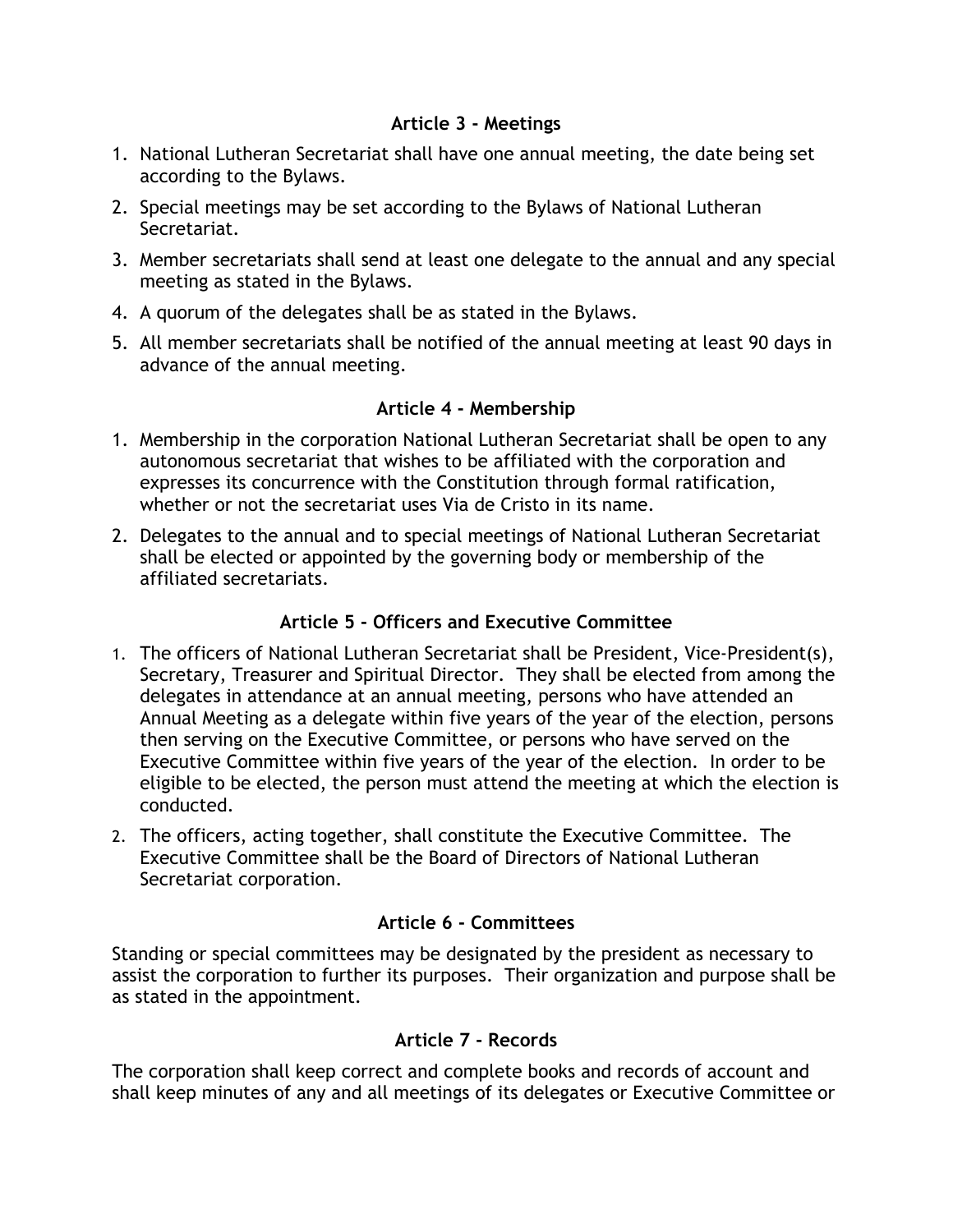## Article 3 - Meetings

1. National Lutheran Secretariat shall have one annual meeting, the date being set according to the Bylaws.
2. Special meetings may be set according to the Bylaws of National Lutheran Secretariat.
3. Member secretariats shall send at least one delegate to the annual and any special meeting as stated in the Bylaws.
4. A quorum of the delegates shall be as stated in the Bylaws.
5. All member secretariats shall be notified of the annual meeting at least 90 days in advance of the annual meeting.

## Article 4 - Membership

1. Membership in the corporation National Lutheran Secretariat shall be open to any autonomous secretariat that wishes to be affiliated with the corporation and expresses its concurrence with the Constitution through formal ratification, whether or not the secretariat uses Via de Cristo in its name.
2. Delegates to the annual and to special meetings of National Lutheran Secretariat shall be elected or appointed by the governing body or membership of the affiliated secretariats.

## Article 5 - Officers and Executive Committee

1. The officers of National Lutheran Secretariat shall be President, Vice-President(s), Secretary, Treasurer and Spiritual Director. They shall be elected from among the delegates in attendance at an annual meeting, persons who have attended an Annual Meeting as a delegate within five years of the year of the election, persons then serving on the Executive Committee, or persons who have served on the Executive Committee within five years of the year of the election. In order to be eligible to be elected, the person must attend the meeting at which the election is conducted.
2. The officers, acting together, shall constitute the Executive Committee. The Executive Committee shall be the Board of Directors of National Lutheran Secretariat corporation.

## Article 6 - Committees

Standing or special committees may be designated by the president as necessary to assist the corporation to further its purposes. Their organization and purpose shall be as stated in the appointment.

## Article 7 - Records

The corporation shall keep correct and complete books and records of account and shall keep minutes of any and all meetings of its delegates or Executive Committee or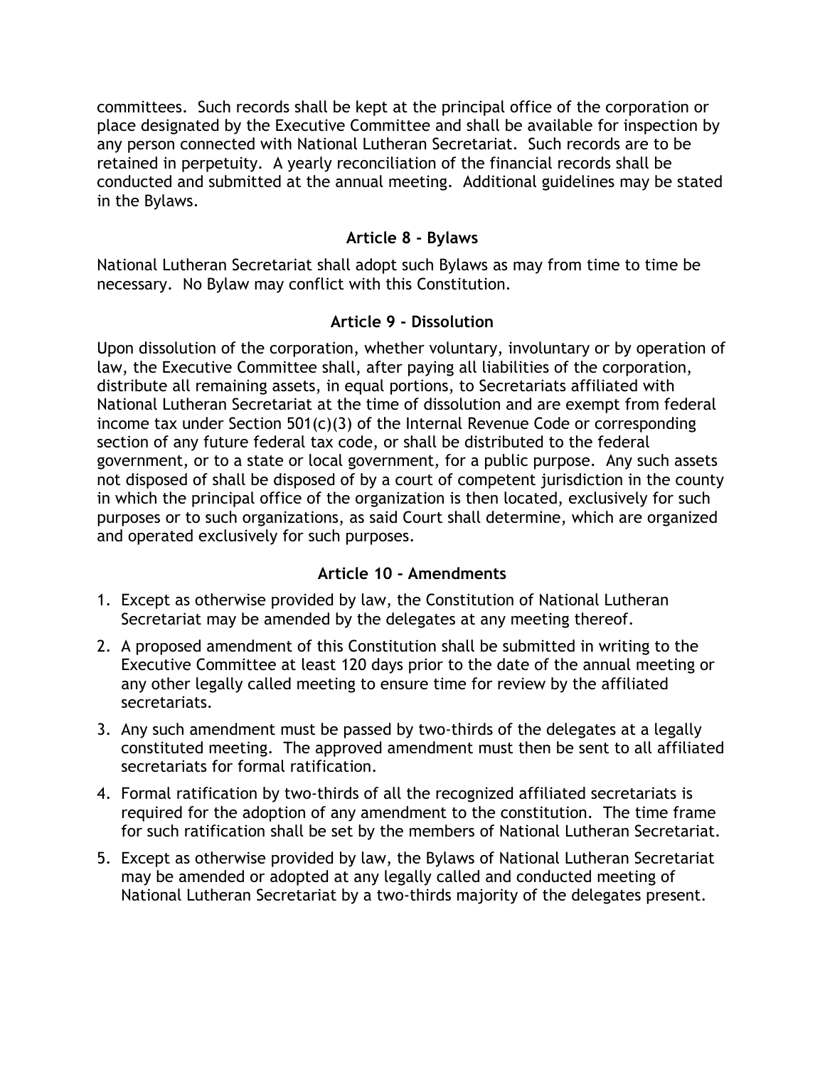committees. Such records shall be kept at the principal office of the corporation or place designated by the Executive Committee and shall be available for inspection by any person connected with National Lutheran Secretariat. Such records are to be retained in perpetuity. A yearly reconciliation of the financial records shall be conducted and submitted at the annual meeting. Additional guidelines may be stated in the Bylaws.

### Article 8 - Bylaws

National Lutheran Secretariat shall adopt such Bylaws as may from time to time be necessary. No Bylaw may conflict with this Constitution.

### Article 9 - Dissolution

Upon dissolution of the corporation, whether voluntary, involuntary or by operation of law, the Executive Committee shall, after paying all liabilities of the corporation, distribute all remaining assets, in equal portions, to Secretariats affiliated with National Lutheran Secretariat at the time of dissolution and are exempt from federal income tax under Section 501(c)(3) of the Internal Revenue Code or corresponding section of any future federal tax code, or shall be distributed to the federal government, or to a state or local government, for a public purpose. Any such assets not disposed of shall be disposed of by a court of competent jurisdiction in the county in which the principal office of the organization is then located, exclusively for such purposes or to such organizations, as said Court shall determine, which are organized and operated exclusively for such purposes.

### Article 10 - Amendments

1. Except as otherwise provided by law, the Constitution of National Lutheran Secretariat may be amended by the delegates at any meeting thereof.
2. A proposed amendment of this Constitution shall be submitted in writing to the Executive Committee at least 120 days prior to the date of the annual meeting or any other legally called meeting to ensure time for review by the affiliated secretariats.
3. Any such amendment must be passed by two-thirds of the delegates at a legally constituted meeting. The approved amendment must then be sent to all affiliated secretariats for formal ratification.
4. Formal ratification by two-thirds of all the recognized affiliated secretariats is required for the adoption of any amendment to the constitution. The time frame for such ratification shall be set by the members of National Lutheran Secretariat.
5. Except as otherwise provided by law, the Bylaws of National Lutheran Secretariat may be amended or adopted at any legally called and conducted meeting of National Lutheran Secretariat by a two-thirds majority of the delegates present.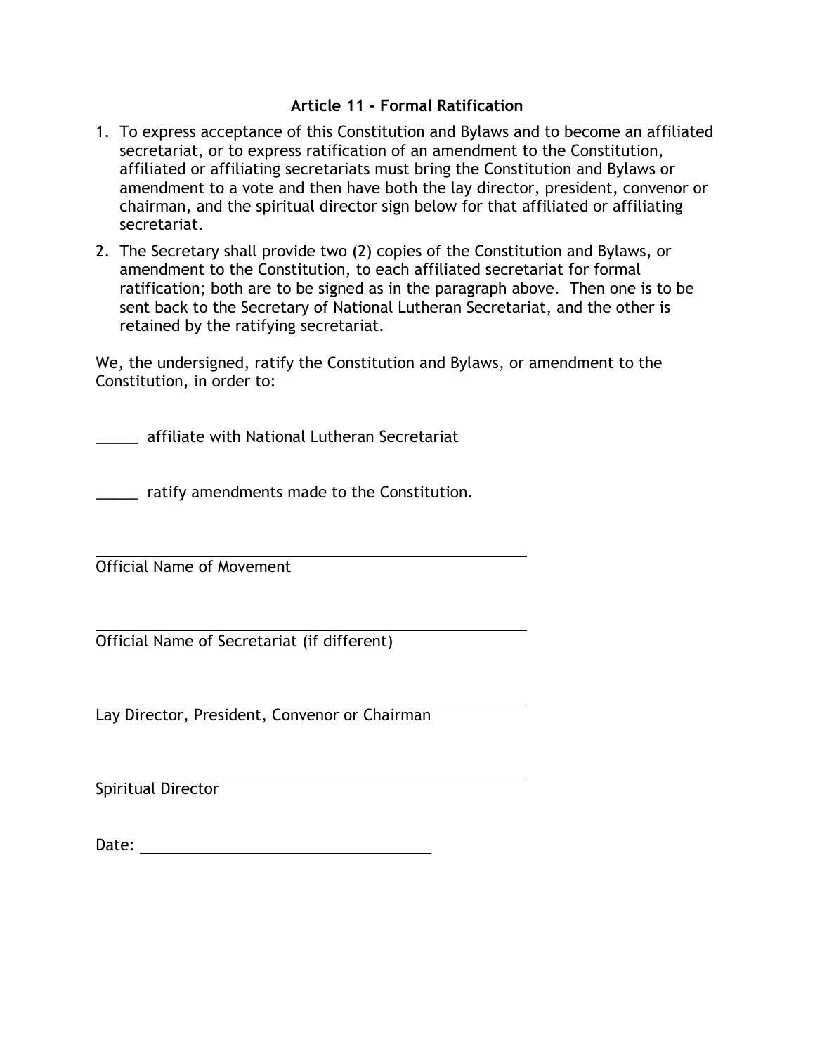## Article 11 - Formal Ratification

1. To express acceptance of this Constitution and Bylaws and to become an affiliated secretariat, or to express ratification of an amendment to the Constitution, affiliated or affiliating secretariats must bring the Constitution and Bylaws or amendment to a vote and then have both the lay director, president, convenor or chairman, and the spiritual director sign below for that affiliated or affiliating secretariat.
2. The Secretary shall provide two (2) copies of the Constitution and Bylaws, or amendment to the Constitution, to each affiliated secretariat for formal ratification; both are to be signed as in the paragraph above. Then one is to be sent back to the Secretary of National Lutheran Secretariat, and the other is retained by the ratifying secretariat.

We, the undersigned, ratify the Constitution and Bylaws, or amendment to the Constitution, in order to:

_____ affiliate with National Lutheran Secretariat

_____ ratify amendments made to the Constitution.

______________________________________________

Official Name of Movement

______________________________________________

Official Name of Secretariat (if different)

______________________________________________

Lay Director, President, Convenor or Chairman

______________________________________________

Spiritual Director

Date: ______________________________